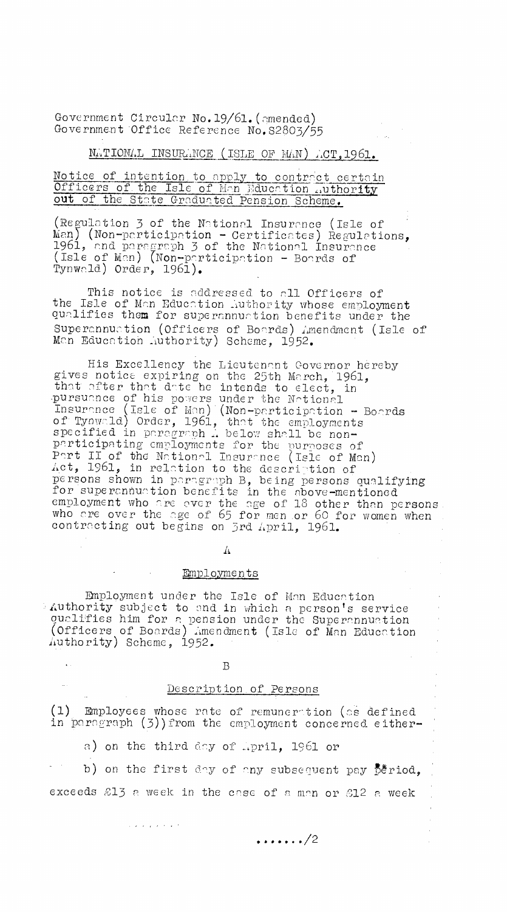Government Circular No.19/61.(amended)
Government Office Reference No.S2803/55

## NATIONAL INSURANCE (ISLE OF MAN) ACT,1961.

Notice of intention to apply to contract certain Officers of the Isle of Man Education Authority out of the State Graduated Pension Scheme.

(Regulation 3 of the National Insurance (Isle of Man) (Non-participation - Certificates) Regulations, 1961, and paragraph 3 of the National Insurance (Isle of Man) (Non-participation - Boards of Tynwald) Order, 1961).

This notice is addressed to all Officers of the Isle of Man Education Authority whose employment qualifies them for superannuation benefits under the Superannuation (Officers of Boards) Amendment (Isle of Man Education Authority) Scheme, 1952.

His Excellency the Lieutenant Governor hereby gives notice expiring on the 25th March, 1961, that after that date he intends to elect, in pursuance of his powers under the National Insurance (Isle of Man) (Non-participation - Boards of Tynwald) Order, 1961, that the employments specified in paragraph A below shall be non-participating employments for the purposes of Part II of the National Insurance (Isle of Man) Act, 1961, in relation to the description of persons shown in paragraph B, being persons qualifying for superannuation benefits in the above-mentioned employment who are over the age of 18 other than persons who are over the age of 65 for men or 60 for women when contracting out begins on 3rd April, 1961.

A

Employments

Employment under the Isle of Man Education Authority subject to and in which a person's service qualifies him for a pension under the Superannuation (Officers of Boards) Amendment (Isle of Man Education Authority) Scheme, 1952.

B

Description of Persons

(1) Employees whose rate of remuneration (as defined in paragraph (3)) from the employment concerned either-

a) on the third day of April, 1961 or

b) on the first day of any subsequent pay period,

exceeds £13 a week in the case of a man or £12 a week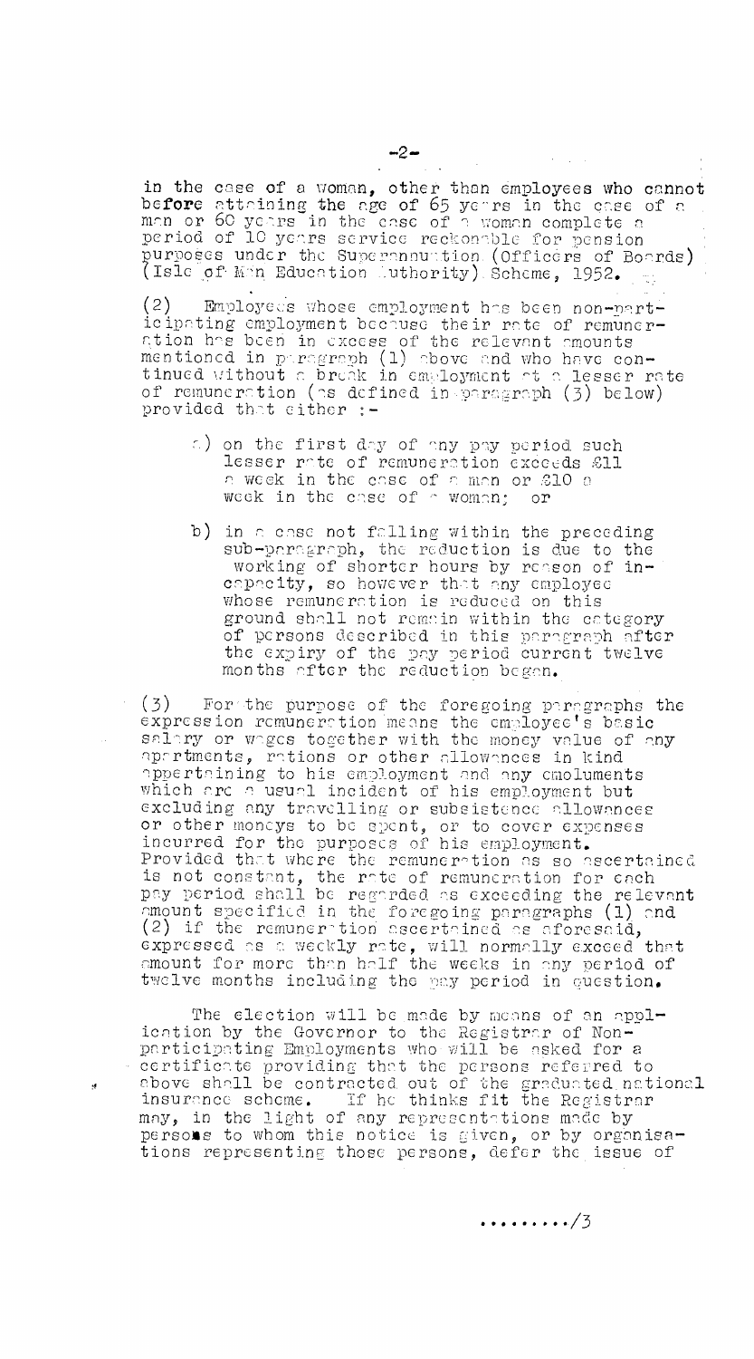in the case of a woman, other than employees who cannot before attaining the age of 65 years in the case of a man or 60 years in the case of a woman complete a period of 10 years service reckonable for pension purposes under the Superannuation (Officers of Boards) (Isle of Man Education Authority) Scheme, 1952.

(2) Employees whose employment has been non-participating employment because their rate of remuneration has been in excess of the relevant amounts mentioned in paragraph (1) above and who have continued without a break in employment at a lesser rate of remuneration (as defined in paragraph (3) below) provided that either :-

a) on the first day of any pay period such lesser rate of remuneration exceeds £11 a week in the case of a man or £10 a week in the case of a woman; or

b) in a case not falling within the preceding sub-paragraph, the reduction is due to the working of shorter hours by reason of incapacity, so however that any employee whose remuneration is reduced on this ground shall not remain within the category of persons described in this paragraph after the expiry of the pay period current twelve months after the reduction began.

(3) For the purpose of the foregoing paragraphs the expression remuneration means the employee's basic salary or wages together with the money value of any apartments, rations or other allowances in kind appertaining to his employment and any emoluments which are a usual incident of his employment but excluding any travelling or subsistence allowances or other moneys to be spent, or to cover expenses incurred for the purposes of his employment. Provided that where the remuneration as so ascertained is not constant, the rate of remuneration for each pay period shall be regarded as exceeding the relevant amount specified in the foregoing paragraphs (1) and (2) if the remuneration ascertained as aforesaid, expressed as a weekly rate, will normally exceed that amount for more than half the weeks in any period of twelve months including the pay period in question.

The election will be made by means of an application by the Governor to the Registrar of Non-participating Employments who will be asked for a certificate providing that the persons referred to above shall be contracted out of the graduated national insurance scheme. If he thinks fit the Registrar may, in the light of any representations made by persons to whom this notice is given, or by organisations representing those persons, defer the issue of

........./3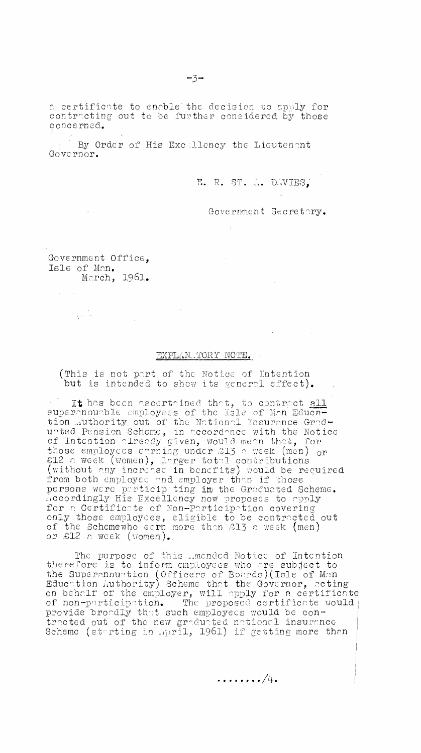a certificate to enable the decision to apply for contracting out to be further considered by those concerned.

By Order of His Excellency the Lieutenant Governor.

E. R. ST. A. DAVIES,

Government Secretary.

Government Office,
Isle of Man.
March, 1961.

## EXPLANATORY NOTE.

(This is not part of the Notice of Intention but is intended to shew its general effect).

It has been ascertained that, to contract all superannuable employees of the Isle of Man Education Authority out of the National Insurance Graduated Pension Scheme, in accordance with the Notice of Intention already given, would mean that, for those employees earning under £13 a week (men) or £12 a week (women), larger total contributions (without any increase in benefits) would be required from both employee and employer than if those persons were participating in the Graduated Scheme. Accordingly His Excellency now proposes to apply for a Certificate of Non-Participation covering only those employees, eligible to be contracted out of the Schemewho earn more than £13 a week (men) or £12 a week (women).

The purpose of this Amended Notice of Intention therefore is to inform employees who are subject to the Superannuation (Officers of Boards)(Isle of Man Education Authority) Scheme that the Governor, acting on behalf of the employer, will apply for a certificate of non-participation. The proposed certificate would provide broadly that such employees would be contracted out of the new graduated national insurance Scheme (starting in April, 1961) if getting more than

......../4.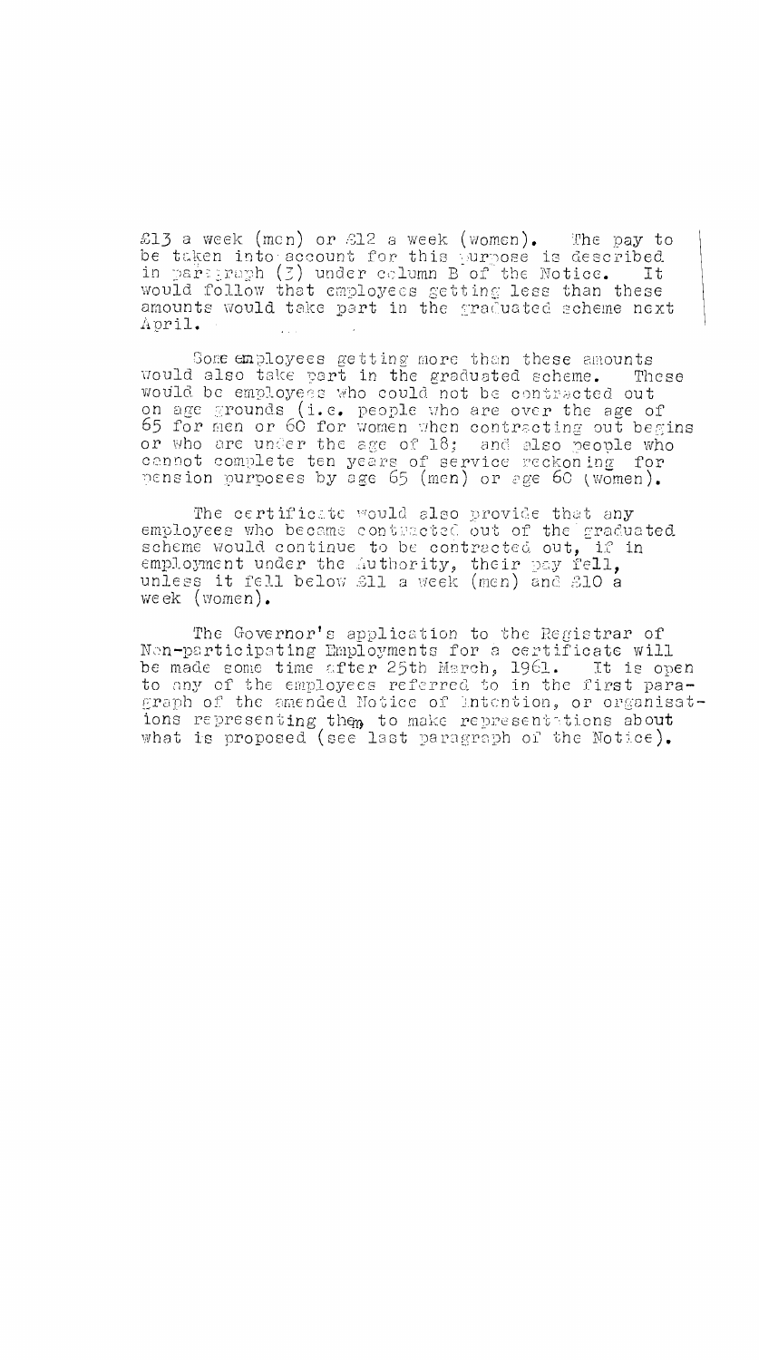£13 a week (men) or £12 a week (women). The pay to be taken into account for this purpose is described in paragraph (3) under column B of the Notice. It would follow that employees getting less than these amounts would take part in the graduated scheme next April.

Some employees getting more than these amounts would also take part in the graduated scheme. These would be employees who could not be contracted out on age grounds (i.e. people who are over the age of 65 for men or 60 for women when contracting out begins or who are under the age of 18; and also people who cannot complete ten years of service reckoning for pension purposes by age 65 (men) or age 60 (women).

The certificate would also provide that any employees who became contracted out of the graduated scheme would continue to be contracted out, if in employment under the Authority, their pay fell, unless it fell below £11 a week (men) and £10 a week (women).

The Governor's application to the Registrar of Non-participating Employments for a certificate will be made some time after 25th March, 1961. It is open to any of the employees referred to in the first paragraph of the amended Notice of Intention, or organisations representing them to make representations about what is proposed (see last paragraph of the Notice).